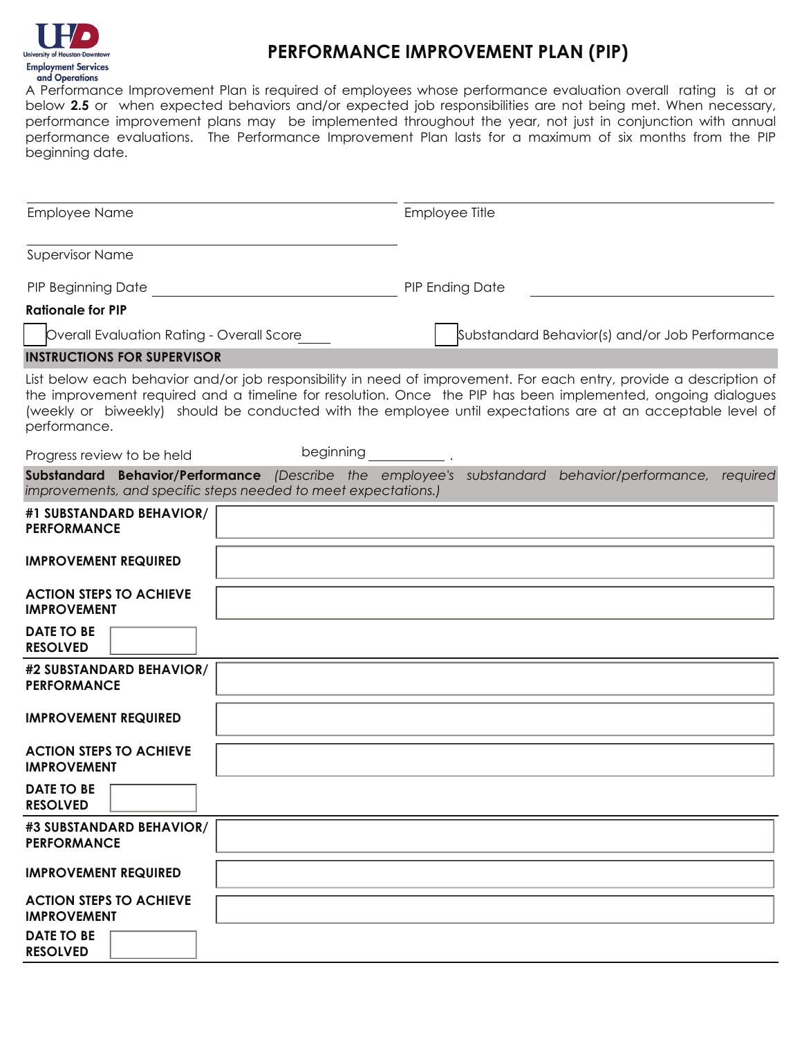University of Houston-Downtown
Employment Services and Operations

# PERFORMANCE IMPROVEMENT PLAN (PIP)

A Performance Improvement Plan is required of employees whose performance evaluation overall rating is at or below **2.5** or when expected behaviors and/or expected job responsibilities are not being met. When necessary, performance improvement plans may be implemented throughout the year, not just in conjunction with annual performance evaluations. The Performance Improvement Plan lasts for a maximum of six months from the PIP beginning date.

| Employee Name | Employee Title |
|---|---|
| Supervisor Name | |

PIP Beginning Date ____________________ PIP Ending Date ____________________

**Rationale for PIP**

☐ Overall Evaluation Rating - Overall Score____ ☐ Substandard Behavior(s) and/or Job Performance

## INSTRUCTIONS FOR SUPERVISOR

List below each behavior and/or job responsibility in need of improvement. For each entry, provide a description of the improvement required and a timeline for resolution. Once the PIP has been implemented, ongoing dialogues (weekly or biweekly) should be conducted with the employee until expectations are at an acceptable level of performance.

Progress review to be held beginning __________ .

**Substandard Behavior/Performance** *(Describe the employee's substandard behavior/performance, required improvements, and specific steps needed to meet expectations.)*

| | |
|---|---|
| **#1 SUBSTANDARD BEHAVIOR/ PERFORMANCE** | |
| **IMPROVEMENT REQUIRED** | |
| **ACTION STEPS TO ACHIEVE IMPROVEMENT** | |
| **DATE TO BE RESOLVED** | |
| **#2 SUBSTANDARD BEHAVIOR/ PERFORMANCE** | |
| **IMPROVEMENT REQUIRED** | |
| **ACTION STEPS TO ACHIEVE IMPROVEMENT** | |
| **DATE TO BE RESOLVED** | |
| **#3 SUBSTANDARD BEHAVIOR/ PERFORMANCE** | |
| **IMPROVEMENT REQUIRED** | |
| **ACTION STEPS TO ACHIEVE IMPROVEMENT** | |
| **DATE TO BE RESOLVED** | |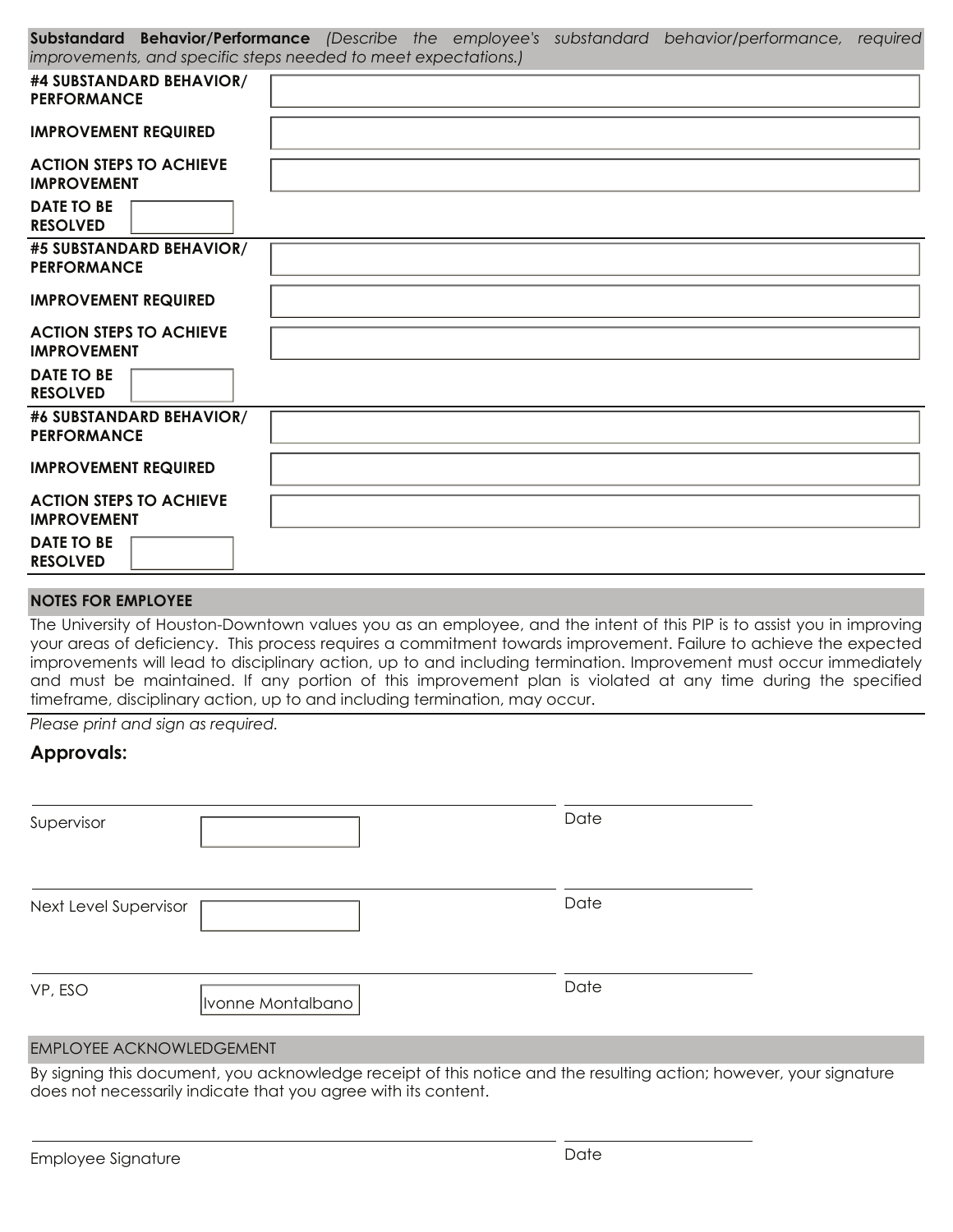**Substandard Behavior/Performance** *(Describe the employee's substandard behavior/performance, required improvements, and specific steps needed to meet expectations.)*

| | |
|---|---|
| **#4 SUBSTANDARD BEHAVIOR/ PERFORMANCE** | |
| **IMPROVEMENT REQUIRED** | |
| **ACTION STEPS TO ACHIEVE IMPROVEMENT** | |
| **DATE TO BE RESOLVED** | |
| **#5 SUBSTANDARD BEHAVIOR/ PERFORMANCE** | |
| **IMPROVEMENT REQUIRED** | |
| **ACTION STEPS TO ACHIEVE IMPROVEMENT** | |
| **DATE TO BE RESOLVED** | |
| **#6 SUBSTANDARD BEHAVIOR/ PERFORMANCE** | |
| **IMPROVEMENT REQUIRED** | |
| **ACTION STEPS TO ACHIEVE IMPROVEMENT** | |
| **DATE TO BE RESOLVED** | |

**NOTES FOR EMPLOYEE**

The University of Houston-Downtown values you as an employee, and the intent of this PIP is to assist you in improving your areas of deficiency. This process requires a commitment towards improvement. Failure to achieve the expected improvements will lead to disciplinary action, up to and including termination. Improvement must occur immediately and must be maintained. If any portion of this improvement plan is violated at any time during the specified timeframe, disciplinary action, up to and including termination, may occur.

*Please print and sign as required.*

## Approvals:

Supervisor ____________________ Date ____________

Next Level Supervisor ____________________ Date ____________

VP, ESO Ivonne Montalbano ____________________ Date ____________

EMPLOYEE ACKNOWLEDGEMENT

By signing this document, you acknowledge receipt of this notice and the resulting action; however, your signature does not necessarily indicate that you agree with its content.

Employee Signature ____________________ Date ____________